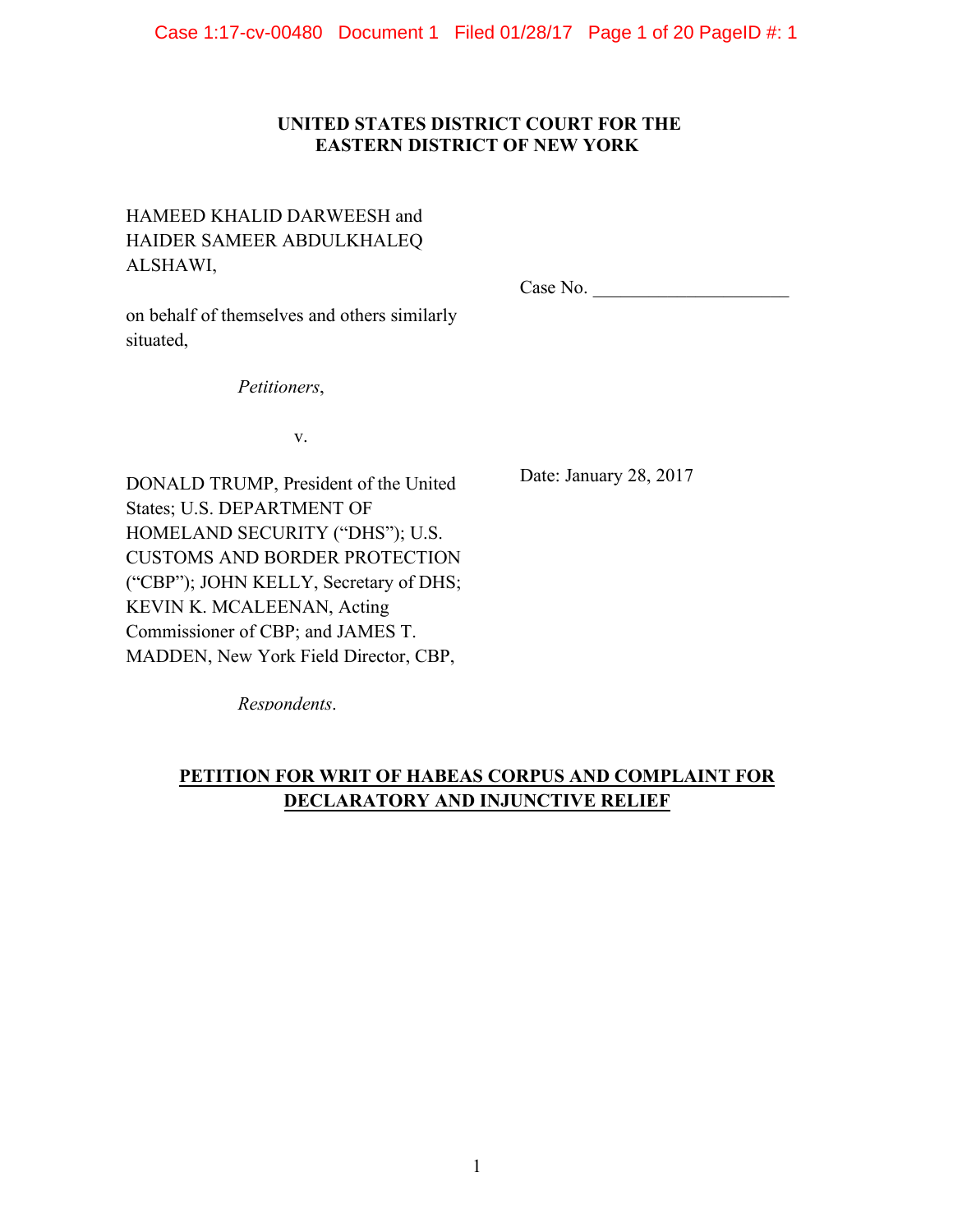**UNITED STATES DISTRICT COURT FOR THE EASTERN DISTRICT OF NEW YORK**

HAMEED KHALID DARWEESH and HAIDER SAMEER ABDULKHALEQ ALSHAWI,

on behalf of themselves and others similarly situated,

*Petitioners*,

v.

DONALD TRUMP, President of the United States; U.S. DEPARTMENT OF HOMELAND SECURITY ("DHS"); U.S. CUSTOMS AND BORDER PROTECTION ("CBP"); JOHN KELLY, Secretary of DHS; KEVIN K. MCALEENAN, Acting Commissioner of CBP; and JAMES T. MADDEN, New York Field Director, CBP,

*Respondents*.

Case No. ____________________

Date: January 28, 2017

**PETITION FOR WRIT OF HABEAS CORPUS AND COMPLAINT FOR DECLARATORY AND INJUNCTIVE RELIEF**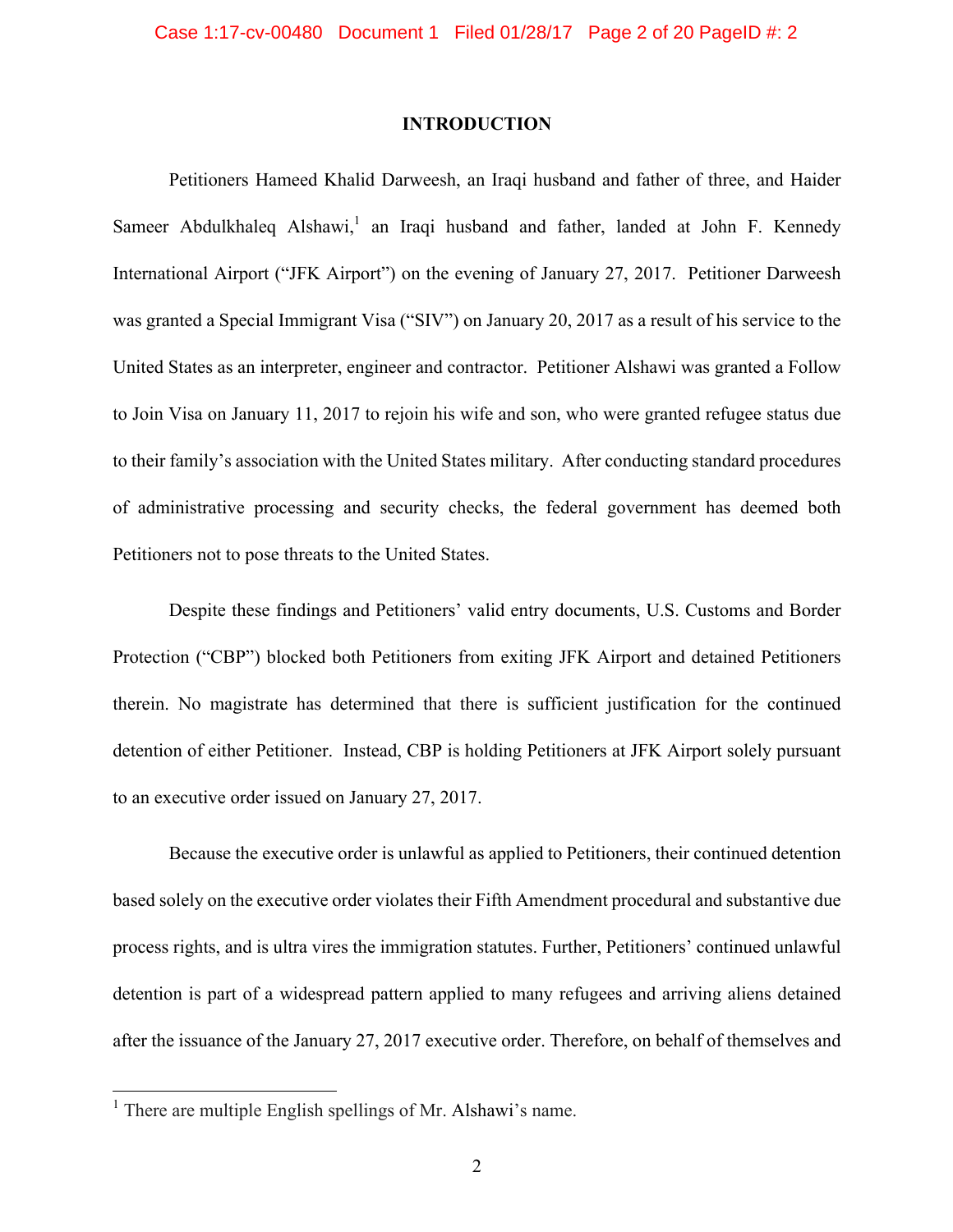## INTRODUCTION

Petitioners Hameed Khalid Darweesh, an Iraqi husband and father of three, and Haider Sameer Abdulkhaleq Alshawi,[1] an Iraqi husband and father, landed at John F. Kennedy International Airport ("JFK Airport") on the evening of January 27, 2017. Petitioner Darweesh was granted a Special Immigrant Visa ("SIV") on January 20, 2017 as a result of his service to the United States as an interpreter, engineer and contractor. Petitioner Alshawi was granted a Follow to Join Visa on January 11, 2017 to rejoin his wife and son, who were granted refugee status due to their family's association with the United States military. After conducting standard procedures of administrative processing and security checks, the federal government has deemed both Petitioners not to pose threats to the United States.

Despite these findings and Petitioners' valid entry documents, U.S. Customs and Border Protection ("CBP") blocked both Petitioners from exiting JFK Airport and detained Petitioners therein. No magistrate has determined that there is sufficient justification for the continued detention of either Petitioner. Instead, CBP is holding Petitioners at JFK Airport solely pursuant to an executive order issued on January 27, 2017.

Because the executive order is unlawful as applied to Petitioners, their continued detention based solely on the executive order violates their Fifth Amendment procedural and substantive due process rights, and is ultra vires the immigration statutes. Further, Petitioners' continued unlawful detention is part of a widespread pattern applied to many refugees and arriving aliens detained after the issuance of the January 27, 2017 executive order. Therefore, on behalf of themselves and

[1] There are multiple English spellings of Mr. Alshawi's name.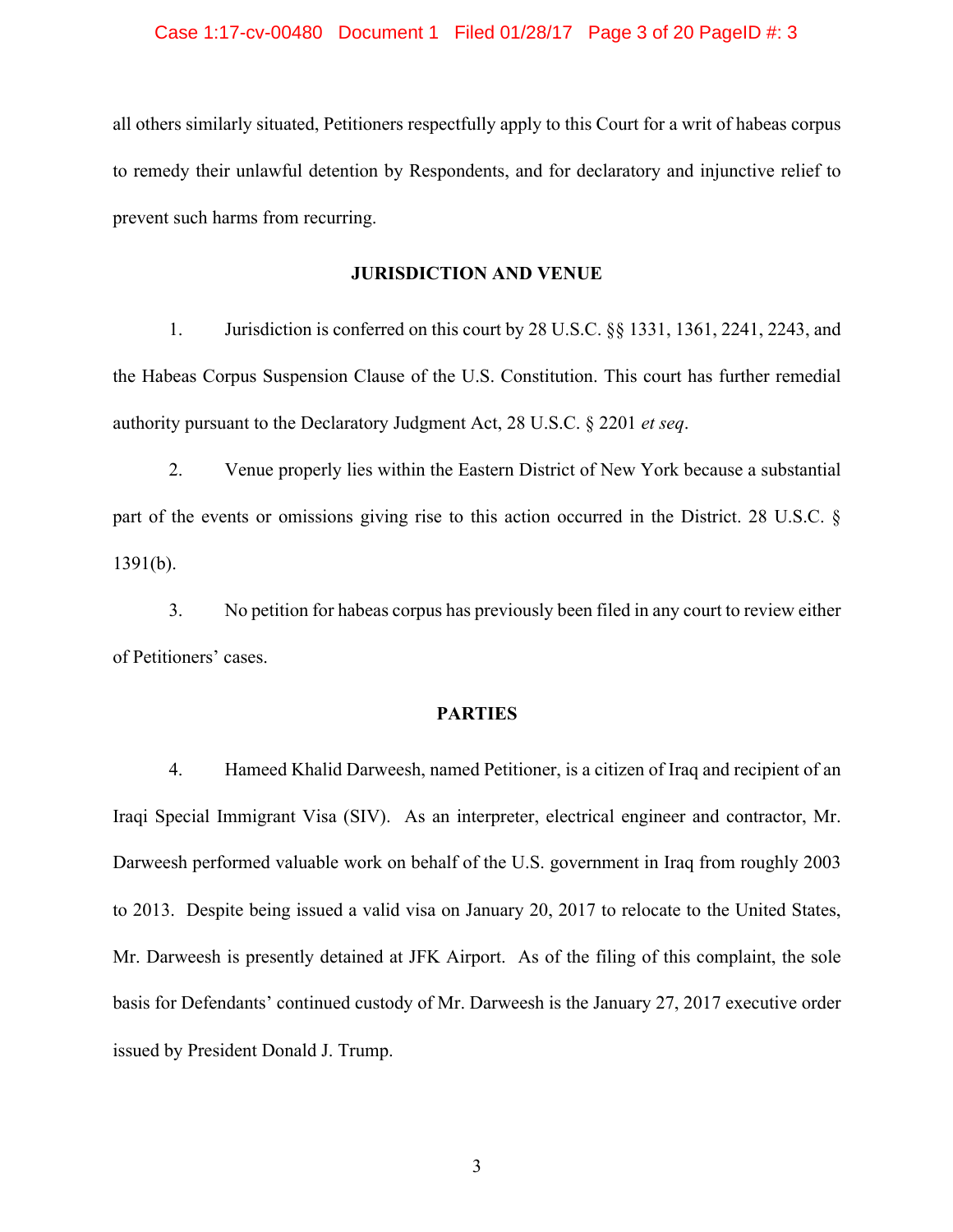all others similarly situated, Petitioners respectfully apply to this Court for a writ of habeas corpus to remedy their unlawful detention by Respondents, and for declaratory and injunctive relief to prevent such harms from recurring.

## JURISDICTION AND VENUE

1. Jurisdiction is conferred on this court by 28 U.S.C. §§ 1331, 1361, 2241, 2243, and the Habeas Corpus Suspension Clause of the U.S. Constitution. This court has further remedial authority pursuant to the Declaratory Judgment Act, 28 U.S.C. § 2201 *et seq*.

2. Venue properly lies within the Eastern District of New York because a substantial part of the events or omissions giving rise to this action occurred in the District. 28 U.S.C. § 1391(b).

3. No petition for habeas corpus has previously been filed in any court to review either of Petitioners' cases.

## PARTIES

4. Hameed Khalid Darweesh, named Petitioner, is a citizen of Iraq and recipient of an Iraqi Special Immigrant Visa (SIV). As an interpreter, electrical engineer and contractor, Mr. Darweesh performed valuable work on behalf of the U.S. government in Iraq from roughly 2003 to 2013. Despite being issued a valid visa on January 20, 2017 to relocate to the United States, Mr. Darweesh is presently detained at JFK Airport. As of the filing of this complaint, the sole basis for Defendants' continued custody of Mr. Darweesh is the January 27, 2017 executive order issued by President Donald J. Trump.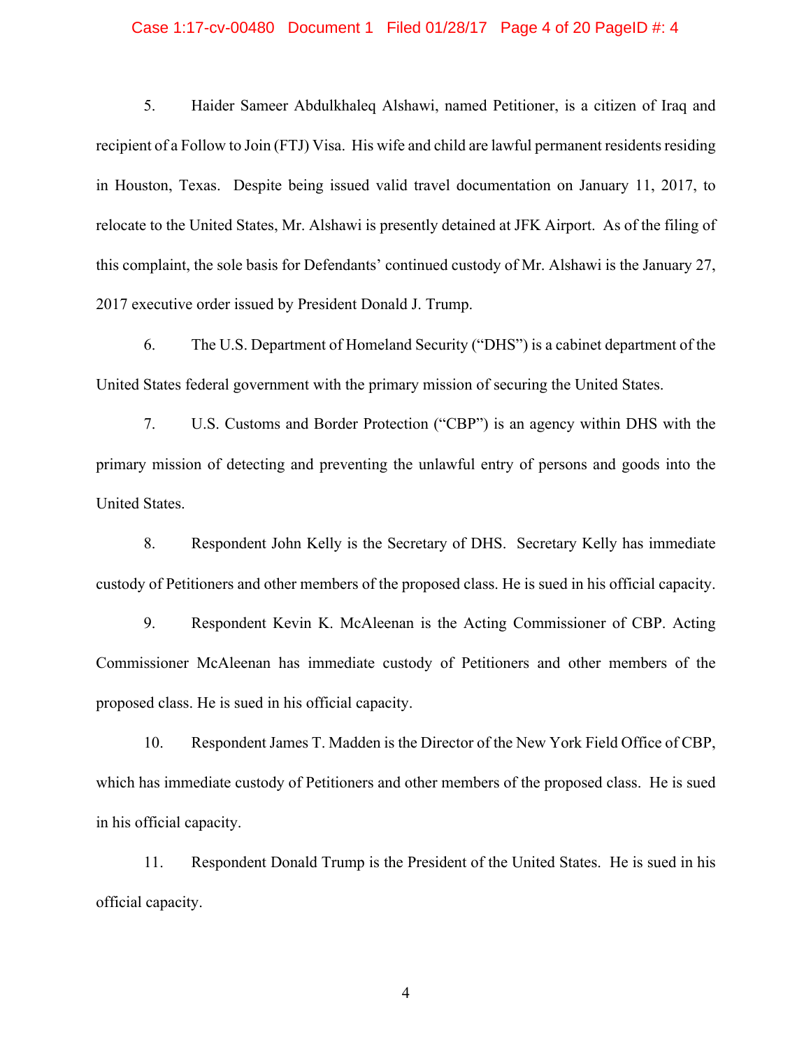5. Haider Sameer Abdulkhaleq Alshawi, named Petitioner, is a citizen of Iraq and recipient of a Follow to Join (FTJ) Visa. His wife and child are lawful permanent residents residing in Houston, Texas. Despite being issued valid travel documentation on January 11, 2017, to relocate to the United States, Mr. Alshawi is presently detained at JFK Airport. As of the filing of this complaint, the sole basis for Defendants' continued custody of Mr. Alshawi is the January 27, 2017 executive order issued by President Donald J. Trump.

6. The U.S. Department of Homeland Security ("DHS") is a cabinet department of the United States federal government with the primary mission of securing the United States.

7. U.S. Customs and Border Protection ("CBP") is an agency within DHS with the primary mission of detecting and preventing the unlawful entry of persons and goods into the United States.

8. Respondent John Kelly is the Secretary of DHS. Secretary Kelly has immediate custody of Petitioners and other members of the proposed class. He is sued in his official capacity.

9. Respondent Kevin K. McAleenan is the Acting Commissioner of CBP. Acting Commissioner McAleenan has immediate custody of Petitioners and other members of the proposed class. He is sued in his official capacity.

10. Respondent James T. Madden is the Director of the New York Field Office of CBP, which has immediate custody of Petitioners and other members of the proposed class. He is sued in his official capacity.

11. Respondent Donald Trump is the President of the United States. He is sued in his official capacity.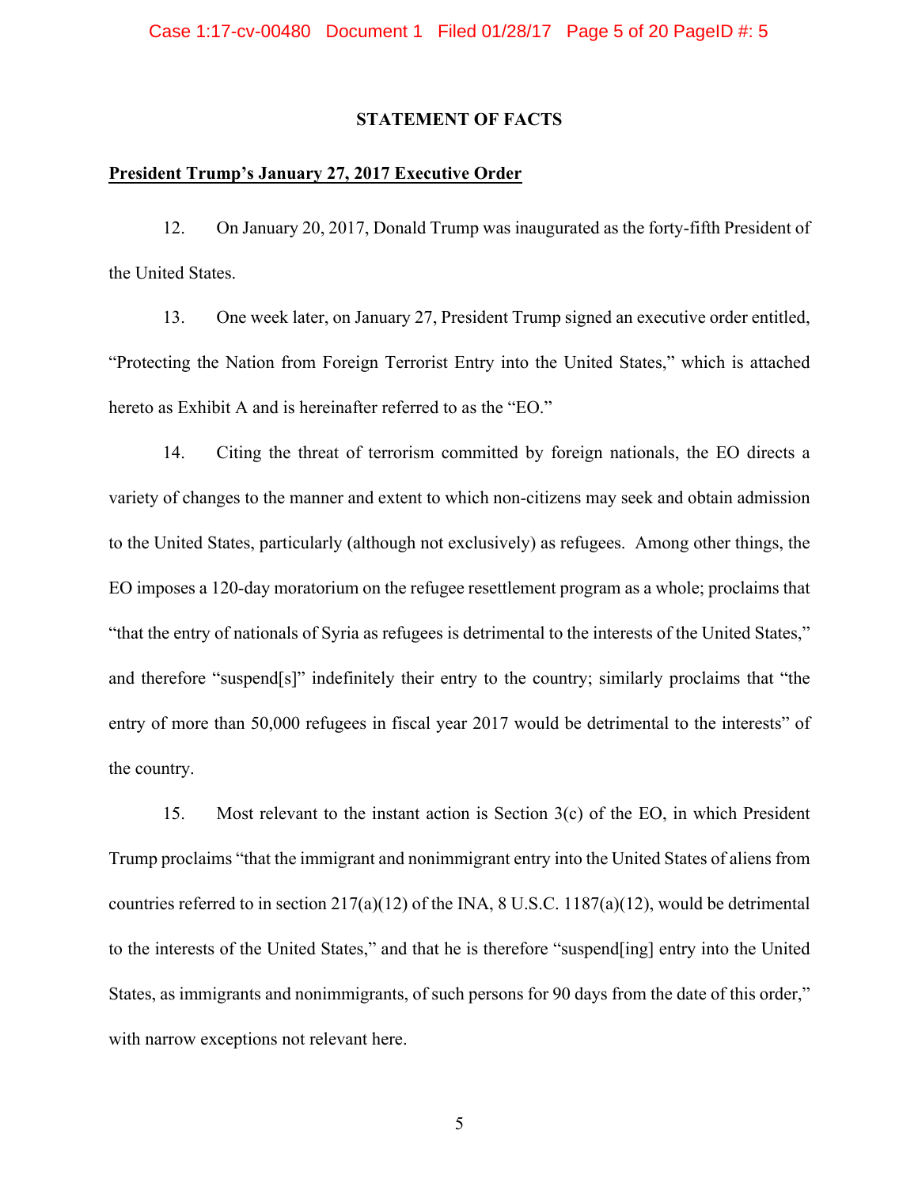## STATEMENT OF FACTS

**<u>President Trump's January 27, 2017 Executive Order</u>**

12. On January 20, 2017, Donald Trump was inaugurated as the forty-fifth President of the United States.

13. One week later, on January 27, President Trump signed an executive order entitled, "Protecting the Nation from Foreign Terrorist Entry into the United States," which is attached hereto as Exhibit A and is hereinafter referred to as the "EO."

14. Citing the threat of terrorism committed by foreign nationals, the EO directs a variety of changes to the manner and extent to which non-citizens may seek and obtain admission to the United States, particularly (although not exclusively) as refugees. Among other things, the EO imposes a 120-day moratorium on the refugee resettlement program as a whole; proclaims that "that the entry of nationals of Syria as refugees is detrimental to the interests of the United States," and therefore "suspend[s]" indefinitely their entry to the country; similarly proclaims that "the entry of more than 50,000 refugees in fiscal year 2017 would be detrimental to the interests" of the country.

15. Most relevant to the instant action is Section 3(c) of the EO, in which President Trump proclaims "that the immigrant and nonimmigrant entry into the United States of aliens from countries referred to in section 217(a)(12) of the INA, 8 U.S.C. 1187(a)(12), would be detrimental to the interests of the United States," and that he is therefore "suspend[ing] entry into the United States, as immigrants and nonimmigrants, of such persons for 90 days from the date of this order," with narrow exceptions not relevant here.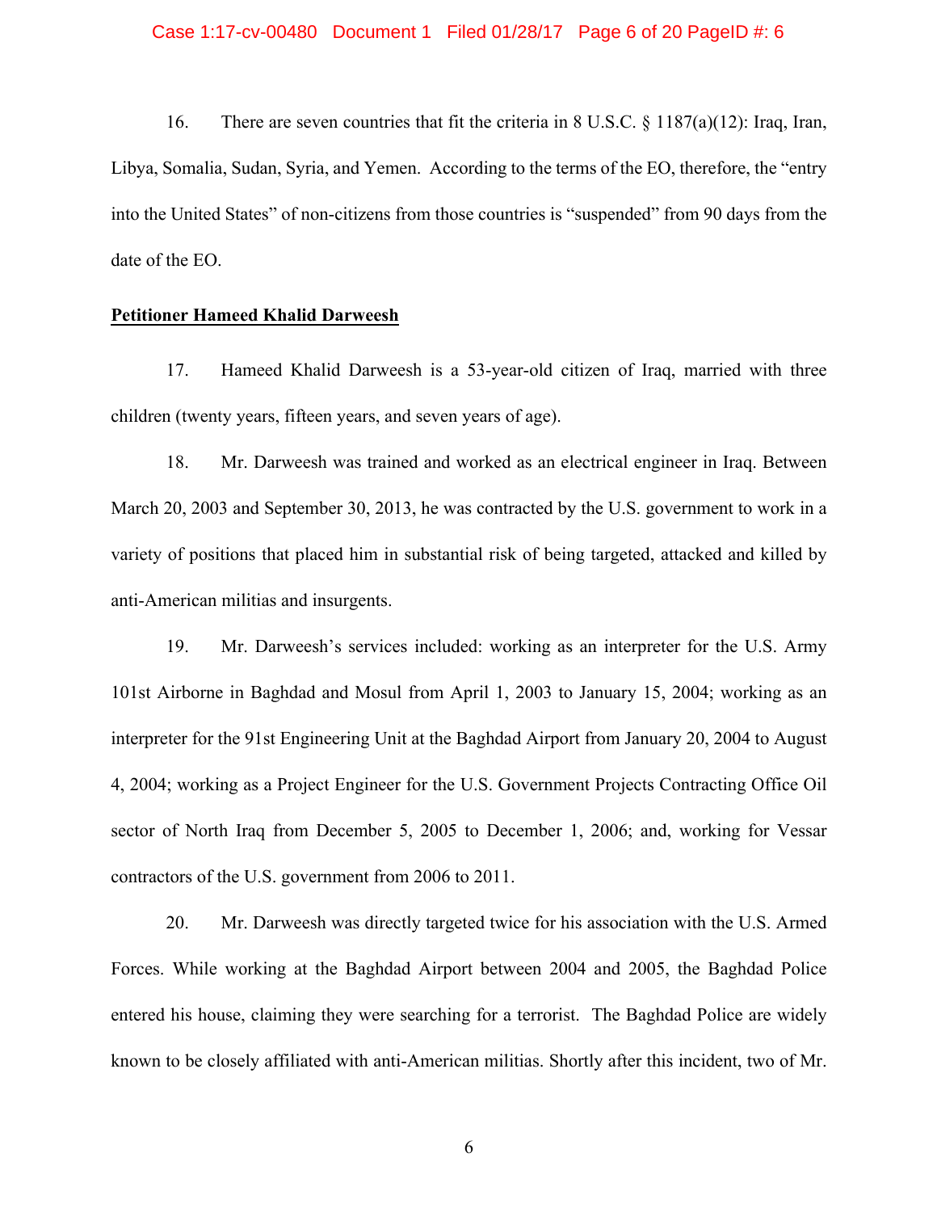16. There are seven countries that fit the criteria in 8 U.S.C. § 1187(a)(12): Iraq, Iran, Libya, Somalia, Sudan, Syria, and Yemen. According to the terms of the EO, therefore, the "entry into the United States" of non-citizens from those countries is "suspended" from 90 days from the date of the EO.

**Petitioner Hameed Khalid Darweesh**

17. Hameed Khalid Darweesh is a 53-year-old citizen of Iraq, married with three children (twenty years, fifteen years, and seven years of age).

18. Mr. Darweesh was trained and worked as an electrical engineer in Iraq. Between March 20, 2003 and September 30, 2013, he was contracted by the U.S. government to work in a variety of positions that placed him in substantial risk of being targeted, attacked and killed by anti-American militias and insurgents.

19. Mr. Darweesh's services included: working as an interpreter for the U.S. Army 101st Airborne in Baghdad and Mosul from April 1, 2003 to January 15, 2004; working as an interpreter for the 91st Engineering Unit at the Baghdad Airport from January 20, 2004 to August 4, 2004; working as a Project Engineer for the U.S. Government Projects Contracting Office Oil sector of North Iraq from December 5, 2005 to December 1, 2006; and, working for Vessar contractors of the U.S. government from 2006 to 2011.

20. Mr. Darweesh was directly targeted twice for his association with the U.S. Armed Forces. While working at the Baghdad Airport between 2004 and 2005, the Baghdad Police entered his house, claiming they were searching for a terrorist. The Baghdad Police are widely known to be closely affiliated with anti-American militias. Shortly after this incident, two of Mr.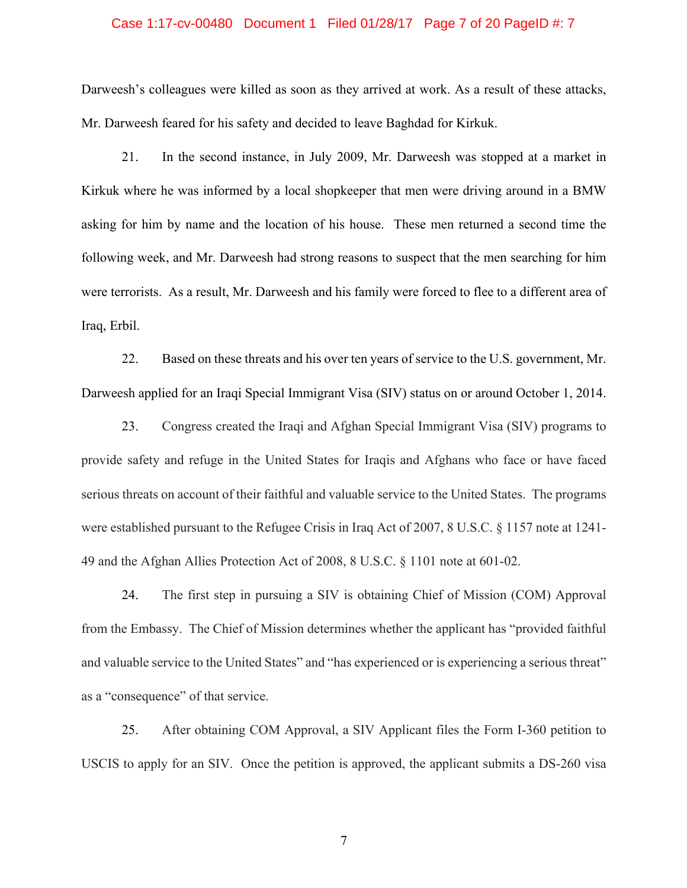Darweesh's colleagues were killed as soon as they arrived at work. As a result of these attacks, Mr. Darweesh feared for his safety and decided to leave Baghdad for Kirkuk.

21. In the second instance, in July 2009, Mr. Darweesh was stopped at a market in Kirkuk where he was informed by a local shopkeeper that men were driving around in a BMW asking for him by name and the location of his house. These men returned a second time the following week, and Mr. Darweesh had strong reasons to suspect that the men searching for him were terrorists. As a result, Mr. Darweesh and his family were forced to flee to a different area of Iraq, Erbil.

22. Based on these threats and his over ten years of service to the U.S. government, Mr. Darweesh applied for an Iraqi Special Immigrant Visa (SIV) status on or around October 1, 2014.

23. Congress created the Iraqi and Afghan Special Immigrant Visa (SIV) programs to provide safety and refuge in the United States for Iraqis and Afghans who face or have faced serious threats on account of their faithful and valuable service to the United States. The programs were established pursuant to the Refugee Crisis in Iraq Act of 2007, 8 U.S.C. § 1157 note at 1241-49 and the Afghan Allies Protection Act of 2008, 8 U.S.C. § 1101 note at 601-02.

24. The first step in pursuing a SIV is obtaining Chief of Mission (COM) Approval from the Embassy. The Chief of Mission determines whether the applicant has "provided faithful and valuable service to the United States" and "has experienced or is experiencing a serious threat" as a "consequence" of that service.

25. After obtaining COM Approval, a SIV Applicant files the Form I-360 petition to USCIS to apply for an SIV. Once the petition is approved, the applicant submits a DS-260 visa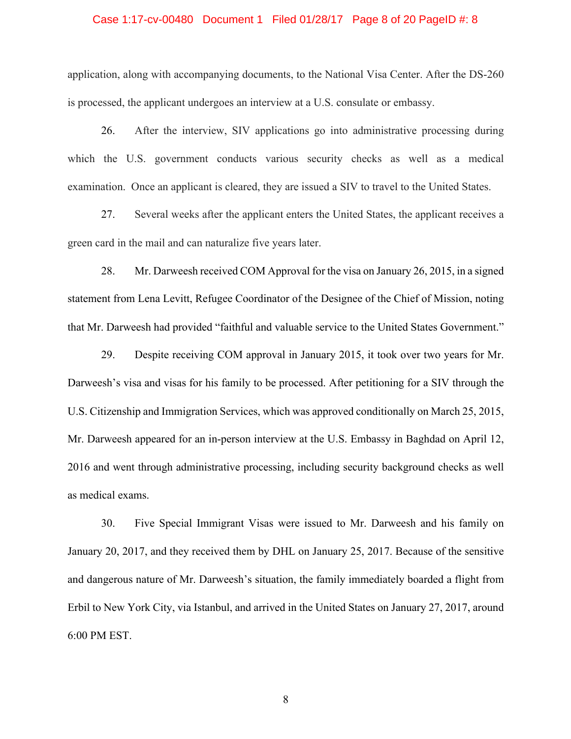application, along with accompanying documents, to the National Visa Center. After the DS-260 is processed, the applicant undergoes an interview at a U.S. consulate or embassy.

26. After the interview, SIV applications go into administrative processing during which the U.S. government conducts various security checks as well as a medical examination. Once an applicant is cleared, they are issued a SIV to travel to the United States.

27. Several weeks after the applicant enters the United States, the applicant receives a green card in the mail and can naturalize five years later.

28. Mr. Darweesh received COM Approval for the visa on January 26, 2015, in a signed statement from Lena Levitt, Refugee Coordinator of the Designee of the Chief of Mission, noting that Mr. Darweesh had provided "faithful and valuable service to the United States Government."

29. Despite receiving COM approval in January 2015, it took over two years for Mr. Darweesh's visa and visas for his family to be processed. After petitioning for a SIV through the U.S. Citizenship and Immigration Services, which was approved conditionally on March 25, 2015, Mr. Darweesh appeared for an in-person interview at the U.S. Embassy in Baghdad on April 12, 2016 and went through administrative processing, including security background checks as well as medical exams.

30. Five Special Immigrant Visas were issued to Mr. Darweesh and his family on January 20, 2017, and they received them by DHL on January 25, 2017. Because of the sensitive and dangerous nature of Mr. Darweesh's situation, the family immediately boarded a flight from Erbil to New York City, via Istanbul, and arrived in the United States on January 27, 2017, around 6:00 PM EST.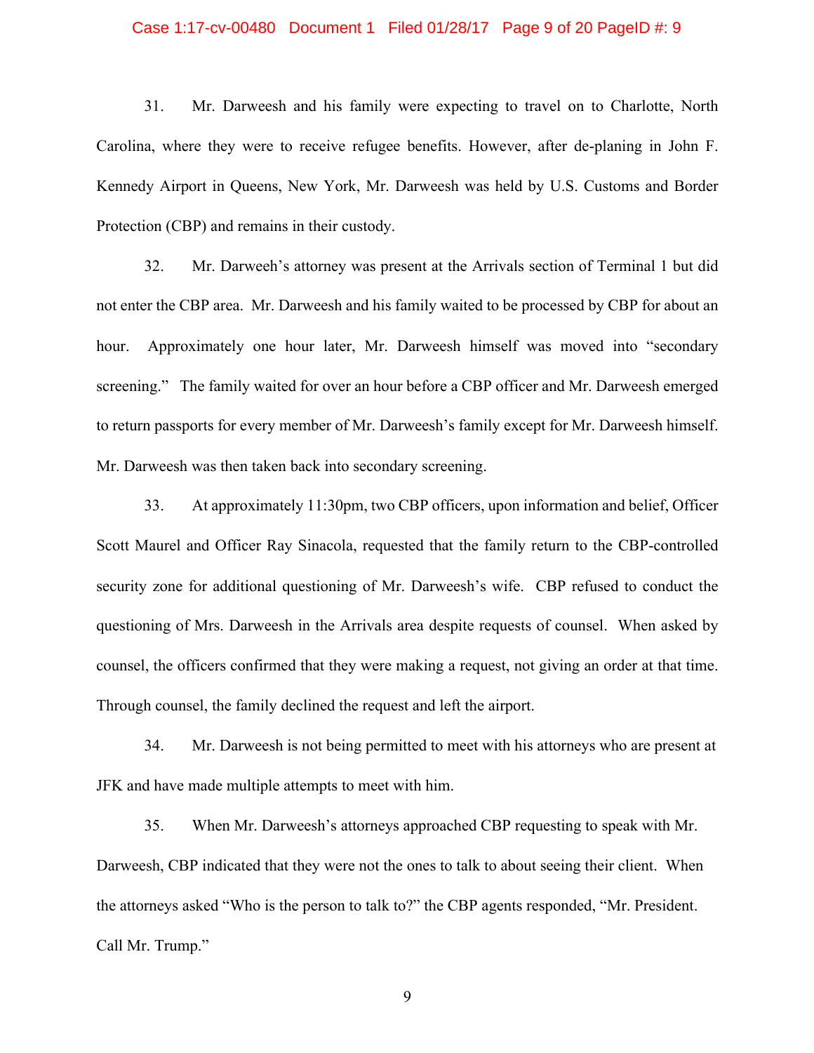31. Mr. Darweesh and his family were expecting to travel on to Charlotte, North Carolina, where they were to receive refugee benefits. However, after de-planing in John F. Kennedy Airport in Queens, New York, Mr. Darweesh was held by U.S. Customs and Border Protection (CBP) and remains in their custody.

32. Mr. Darweeh's attorney was present at the Arrivals section of Terminal 1 but did not enter the CBP area. Mr. Darweesh and his family waited to be processed by CBP for about an hour. Approximately one hour later, Mr. Darweesh himself was moved into "secondary screening." The family waited for over an hour before a CBP officer and Mr. Darweesh emerged to return passports for every member of Mr. Darweesh's family except for Mr. Darweesh himself. Mr. Darweesh was then taken back into secondary screening.

33. At approximately 11:30pm, two CBP officers, upon information and belief, Officer Scott Maurel and Officer Ray Sinacola, requested that the family return to the CBP-controlled security zone for additional questioning of Mr. Darweesh's wife. CBP refused to conduct the questioning of Mrs. Darweesh in the Arrivals area despite requests of counsel. When asked by counsel, the officers confirmed that they were making a request, not giving an order at that time. Through counsel, the family declined the request and left the airport.

34. Mr. Darweesh is not being permitted to meet with his attorneys who are present at JFK and have made multiple attempts to meet with him.

35. When Mr. Darweesh's attorneys approached CBP requesting to speak with Mr. Darweesh, CBP indicated that they were not the ones to talk to about seeing their client. When the attorneys asked "Who is the person to talk to?" the CBP agents responded, "Mr. President. Call Mr. Trump."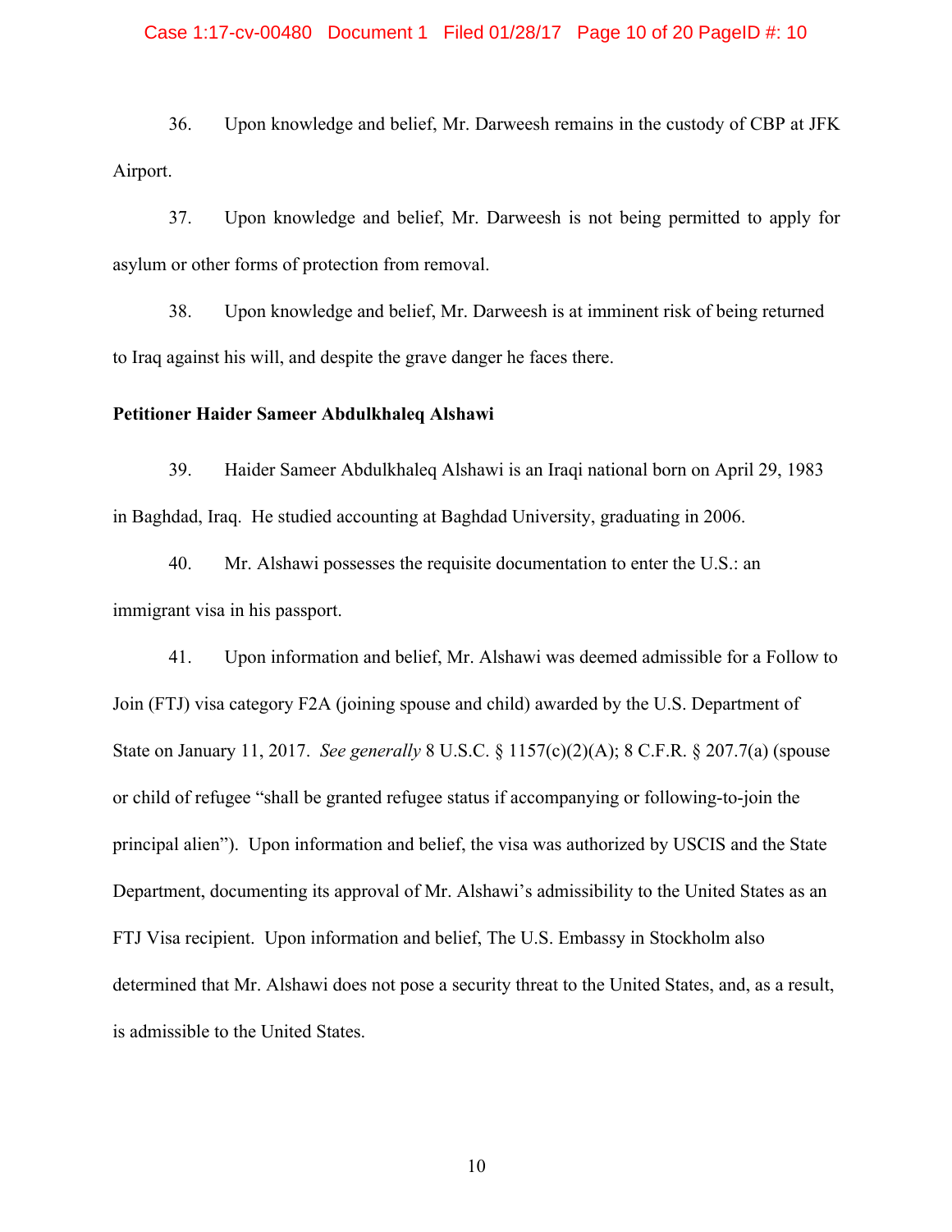36. Upon knowledge and belief, Mr. Darweesh remains in the custody of CBP at JFK Airport.

37. Upon knowledge and belief, Mr. Darweesh is not being permitted to apply for asylum or other forms of protection from removal.

38. Upon knowledge and belief, Mr. Darweesh is at imminent risk of being returned to Iraq against his will, and despite the grave danger he faces there.

**Petitioner Haider Sameer Abdulkhaleq Alshawi**

39. Haider Sameer Abdulkhaleq Alshawi is an Iraqi national born on April 29, 1983 in Baghdad, Iraq. He studied accounting at Baghdad University, graduating in 2006.

40. Mr. Alshawi possesses the requisite documentation to enter the U.S.: an immigrant visa in his passport.

41. Upon information and belief, Mr. Alshawi was deemed admissible for a Follow to Join (FTJ) visa category F2A (joining spouse and child) awarded by the U.S. Department of State on January 11, 2017. *See generally* 8 U.S.C. § 1157(c)(2)(A); 8 C.F.R. § 207.7(a) (spouse or child of refugee "shall be granted refugee status if accompanying or following-to-join the principal alien"). Upon information and belief, the visa was authorized by USCIS and the State Department, documenting its approval of Mr. Alshawi's admissibility to the United States as an FTJ Visa recipient. Upon information and belief, The U.S. Embassy in Stockholm also determined that Mr. Alshawi does not pose a security threat to the United States, and, as a result, is admissible to the United States.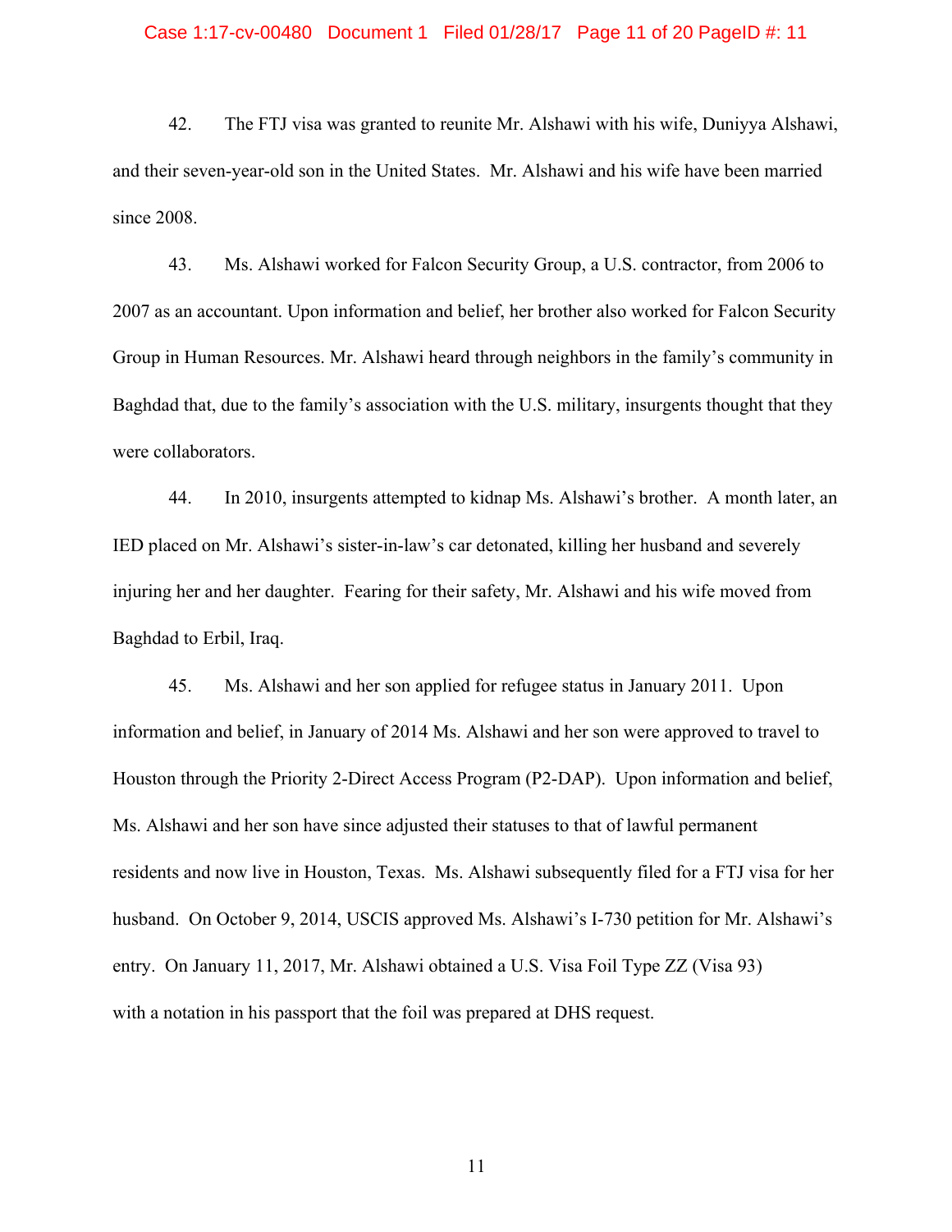42. The FTJ visa was granted to reunite Mr. Alshawi with his wife, Duniyya Alshawi, and their seven-year-old son in the United States. Mr. Alshawi and his wife have been married since 2008.

43. Ms. Alshawi worked for Falcon Security Group, a U.S. contractor, from 2006 to 2007 as an accountant. Upon information and belief, her brother also worked for Falcon Security Group in Human Resources. Mr. Alshawi heard through neighbors in the family's community in Baghdad that, due to the family's association with the U.S. military, insurgents thought that they were collaborators.

44. In 2010, insurgents attempted to kidnap Ms. Alshawi's brother. A month later, an IED placed on Mr. Alshawi's sister-in-law's car detonated, killing her husband and severely injuring her and her daughter. Fearing for their safety, Mr. Alshawi and his wife moved from Baghdad to Erbil, Iraq.

45. Ms. Alshawi and her son applied for refugee status in January 2011. Upon information and belief, in January of 2014 Ms. Alshawi and her son were approved to travel to Houston through the Priority 2-Direct Access Program (P2-DAP). Upon information and belief, Ms. Alshawi and her son have since adjusted their statuses to that of lawful permanent residents and now live in Houston, Texas. Ms. Alshawi subsequently filed for a FTJ visa for her husband. On October 9, 2014, USCIS approved Ms. Alshawi's I-730 petition for Mr. Alshawi's entry. On January 11, 2017, Mr. Alshawi obtained a U.S. Visa Foil Type ZZ (Visa 93) with a notation in his passport that the foil was prepared at DHS request.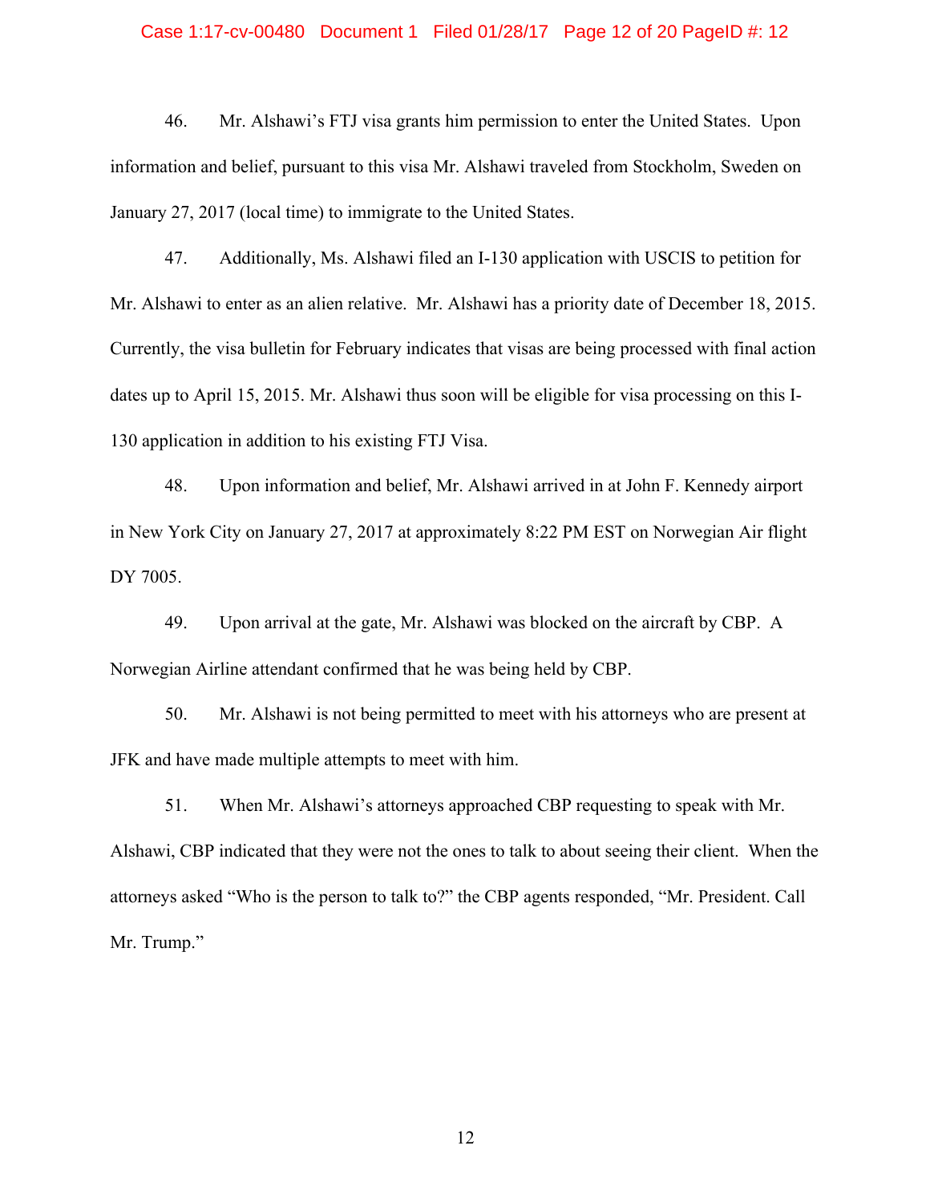46. Mr. Alshawi's FTJ visa grants him permission to enter the United States. Upon information and belief, pursuant to this visa Mr. Alshawi traveled from Stockholm, Sweden on January 27, 2017 (local time) to immigrate to the United States.

47. Additionally, Ms. Alshawi filed an I-130 application with USCIS to petition for Mr. Alshawi to enter as an alien relative. Mr. Alshawi has a priority date of December 18, 2015. Currently, the visa bulletin for February indicates that visas are being processed with final action dates up to April 15, 2015. Mr. Alshawi thus soon will be eligible for visa processing on this I-130 application in addition to his existing FTJ Visa.

48. Upon information and belief, Mr. Alshawi arrived in at John F. Kennedy airport in New York City on January 27, 2017 at approximately 8:22 PM EST on Norwegian Air flight DY 7005.

49. Upon arrival at the gate, Mr. Alshawi was blocked on the aircraft by CBP. A Norwegian Airline attendant confirmed that he was being held by CBP.

50. Mr. Alshawi is not being permitted to meet with his attorneys who are present at JFK and have made multiple attempts to meet with him.

51. When Mr. Alshawi's attorneys approached CBP requesting to speak with Mr. Alshawi, CBP indicated that they were not the ones to talk to about seeing their client. When the attorneys asked "Who is the person to talk to?" the CBP agents responded, "Mr. President. Call Mr. Trump."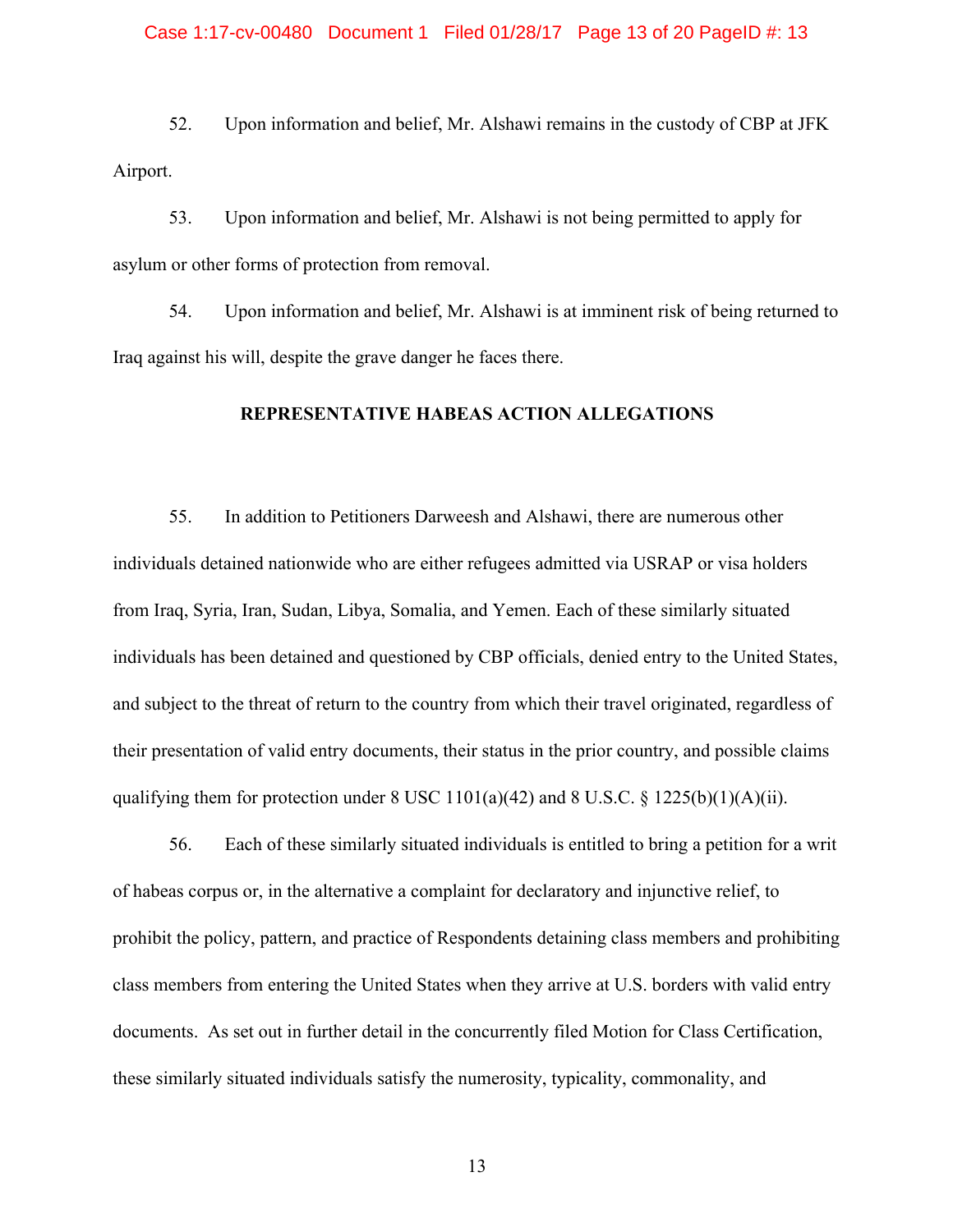52. Upon information and belief, Mr. Alshawi remains in the custody of CBP at JFK Airport.

53. Upon information and belief, Mr. Alshawi is not being permitted to apply for asylum or other forms of protection from removal.

54. Upon information and belief, Mr. Alshawi is at imminent risk of being returned to Iraq against his will, despite the grave danger he faces there.

## REPRESENTATIVE HABEAS ACTION ALLEGATIONS

55. In addition to Petitioners Darweesh and Alshawi, there are numerous other individuals detained nationwide who are either refugees admitted via USRAP or visa holders from Iraq, Syria, Iran, Sudan, Libya, Somalia, and Yemen. Each of these similarly situated individuals has been detained and questioned by CBP officials, denied entry to the United States, and subject to the threat of return to the country from which their travel originated, regardless of their presentation of valid entry documents, their status in the prior country, and possible claims qualifying them for protection under 8 USC 1101(a)(42) and 8 U.S.C. § 1225(b)(1)(A)(ii).

56. Each of these similarly situated individuals is entitled to bring a petition for a writ of habeas corpus or, in the alternative a complaint for declaratory and injunctive relief, to prohibit the policy, pattern, and practice of Respondents detaining class members and prohibiting class members from entering the United States when they arrive at U.S. borders with valid entry documents. As set out in further detail in the concurrently filed Motion for Class Certification, these similarly situated individuals satisfy the numerosity, typicality, commonality, and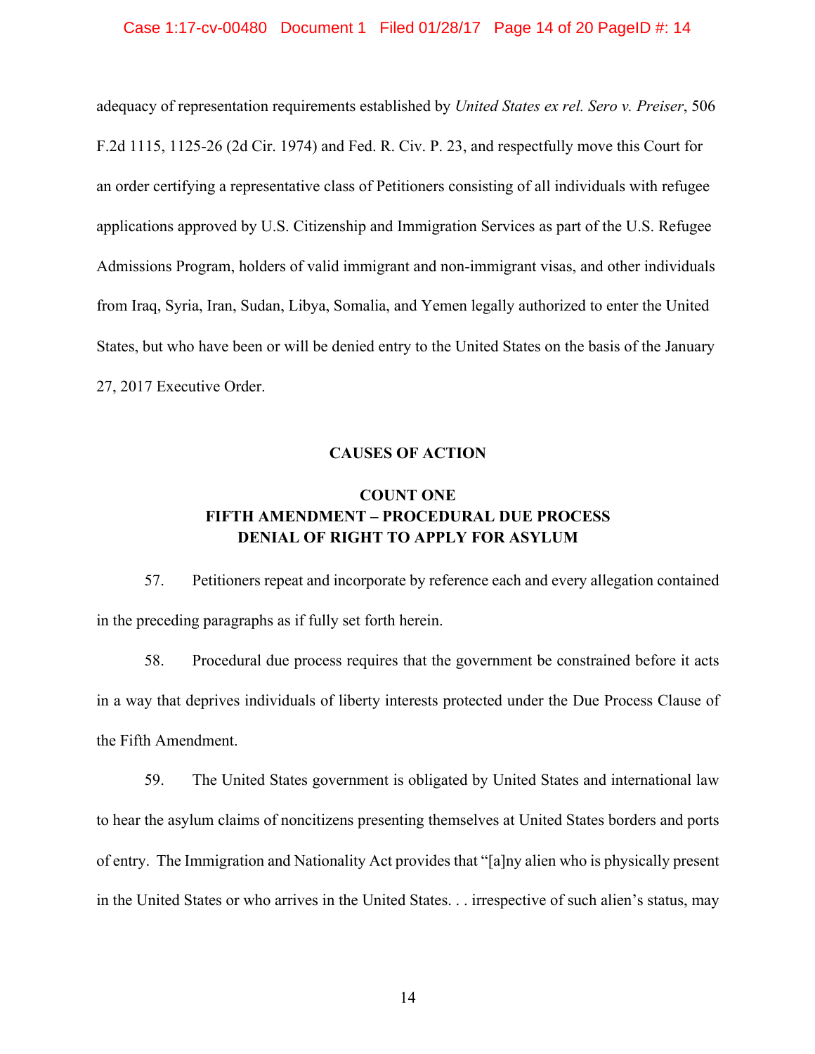adequacy of representation requirements established by *United States ex rel. Sero v. Preiser*, 506 F.2d 1115, 1125-26 (2d Cir. 1974) and Fed. R. Civ. P. 23, and respectfully move this Court for an order certifying a representative class of Petitioners consisting of all individuals with refugee applications approved by U.S. Citizenship and Immigration Services as part of the U.S. Refugee Admissions Program, holders of valid immigrant and non-immigrant visas, and other individuals from Iraq, Syria, Iran, Sudan, Libya, Somalia, and Yemen legally authorized to enter the United States, but who have been or will be denied entry to the United States on the basis of the January 27, 2017 Executive Order.

## CAUSES OF ACTION

### COUNT ONE
### FIFTH AMENDMENT – PROCEDURAL DUE PROCESS
### DENIAL OF RIGHT TO APPLY FOR ASYLUM

57. Petitioners repeat and incorporate by reference each and every allegation contained in the preceding paragraphs as if fully set forth herein.

58. Procedural due process requires that the government be constrained before it acts in a way that deprives individuals of liberty interests protected under the Due Process Clause of the Fifth Amendment.

59. The United States government is obligated by United States and international law to hear the asylum claims of noncitizens presenting themselves at United States borders and ports of entry. The Immigration and Nationality Act provides that "[a]ny alien who is physically present in the United States or who arrives in the United States. . . irrespective of such alien's status, may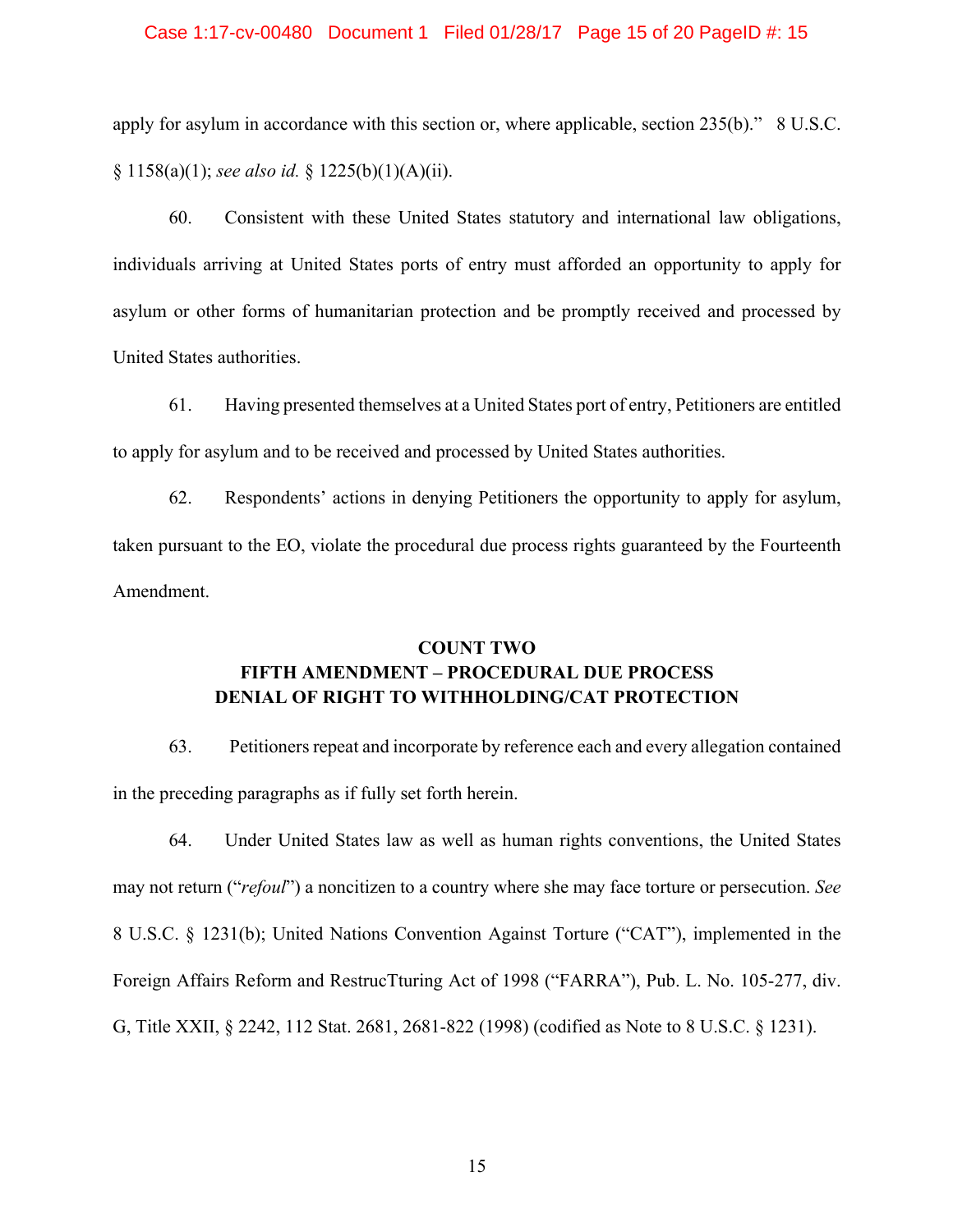apply for asylum in accordance with this section or, where applicable, section 235(b)." 8 U.S.C. § 1158(a)(1); *see also id.* § 1225(b)(1)(A)(ii).

60. Consistent with these United States statutory and international law obligations, individuals arriving at United States ports of entry must afforded an opportunity to apply for asylum or other forms of humanitarian protection and be promptly received and processed by United States authorities.

61. Having presented themselves at a United States port of entry, Petitioners are entitled to apply for asylum and to be received and processed by United States authorities.

62. Respondents' actions in denying Petitioners the opportunity to apply for asylum, taken pursuant to the EO, violate the procedural due process rights guaranteed by the Fourteenth Amendment.

**COUNT TWO**
**FIFTH AMENDMENT – PROCEDURAL DUE PROCESS**
**DENIAL OF RIGHT TO WITHHOLDING/CAT PROTECTION**

63. Petitioners repeat and incorporate by reference each and every allegation contained in the preceding paragraphs as if fully set forth herein.

64. Under United States law as well as human rights conventions, the United States may not return ("*refoul*") a noncitizen to a country where she may face torture or persecution. *See* 8 U.S.C. § 1231(b); United Nations Convention Against Torture ("CAT"), implemented in the Foreign Affairs Reform and RestrucTturing Act of 1998 ("FARRA"), Pub. L. No. 105-277, div. G, Title XXII, § 2242, 112 Stat. 2681, 2681-822 (1998) (codified as Note to 8 U.S.C. § 1231).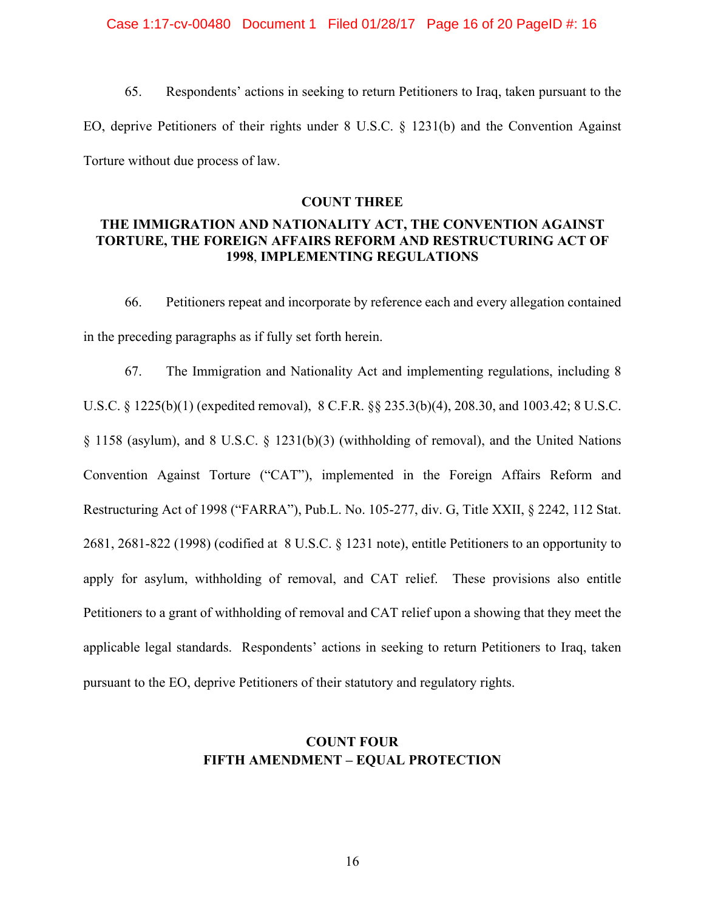65. Respondents' actions in seeking to return Petitioners to Iraq, taken pursuant to the EO, deprive Petitioners of their rights under 8 U.S.C. § 1231(b) and the Convention Against Torture without due process of law.

**COUNT THREE**

**THE IMMIGRATION AND NATIONALITY ACT, THE CONVENTION AGAINST TORTURE, THE FOREIGN AFFAIRS REFORM AND RESTRUCTURING ACT OF 1998, IMPLEMENTING REGULATIONS**

66. Petitioners repeat and incorporate by reference each and every allegation contained in the preceding paragraphs as if fully set forth herein.

67. The Immigration and Nationality Act and implementing regulations, including 8 U.S.C. § 1225(b)(1) (expedited removal), 8 C.F.R. §§ 235.3(b)(4), 208.30, and 1003.42; 8 U.S.C. § 1158 (asylum), and 8 U.S.C. § 1231(b)(3) (withholding of removal), and the United Nations Convention Against Torture ("CAT"), implemented in the Foreign Affairs Reform and Restructuring Act of 1998 ("FARRA"), Pub.L. No. 105-277, div. G, Title XXII, § 2242, 112 Stat. 2681, 2681-822 (1998) (codified at 8 U.S.C. § 1231 note), entitle Petitioners to an opportunity to apply for asylum, withholding of removal, and CAT relief. These provisions also entitle Petitioners to a grant of withholding of removal and CAT relief upon a showing that they meet the applicable legal standards. Respondents' actions in seeking to return Petitioners to Iraq, taken pursuant to the EO, deprive Petitioners of their statutory and regulatory rights.

**COUNT FOUR**
**FIFTH AMENDMENT – EQUAL PROTECTION**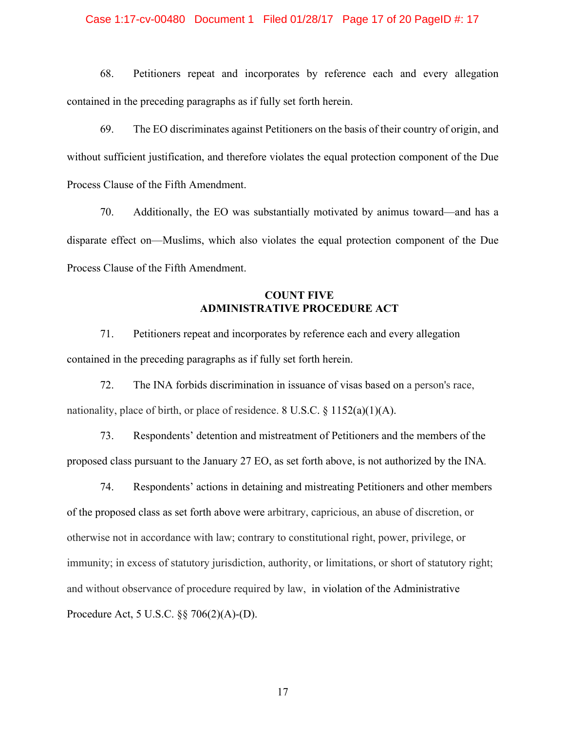68. Petitioners repeat and incorporates by reference each and every allegation contained in the preceding paragraphs as if fully set forth herein.

69. The EO discriminates against Petitioners on the basis of their country of origin, and without sufficient justification, and therefore violates the equal protection component of the Due Process Clause of the Fifth Amendment.

70. Additionally, the EO was substantially motivated by animus toward—and has a disparate effect on—Muslims, which also violates the equal protection component of the Due Process Clause of the Fifth Amendment.

**COUNT FIVE**
**ADMINISTRATIVE PROCEDURE ACT**

71. Petitioners repeat and incorporates by reference each and every allegation contained in the preceding paragraphs as if fully set forth herein.

72. The INA forbids discrimination in issuance of visas based on a person's race, nationality, place of birth, or place of residence. 8 U.S.C. § 1152(a)(1)(A).

73. Respondents' detention and mistreatment of Petitioners and the members of the proposed class pursuant to the January 27 EO, as set forth above, is not authorized by the INA.

74. Respondents' actions in detaining and mistreating Petitioners and other members of the proposed class as set forth above were arbitrary, capricious, an abuse of discretion, or otherwise not in accordance with law; contrary to constitutional right, power, privilege, or immunity; in excess of statutory jurisdiction, authority, or limitations, or short of statutory right; and without observance of procedure required by law, in violation of the Administrative Procedure Act, 5 U.S.C. §§ 706(2)(A)-(D).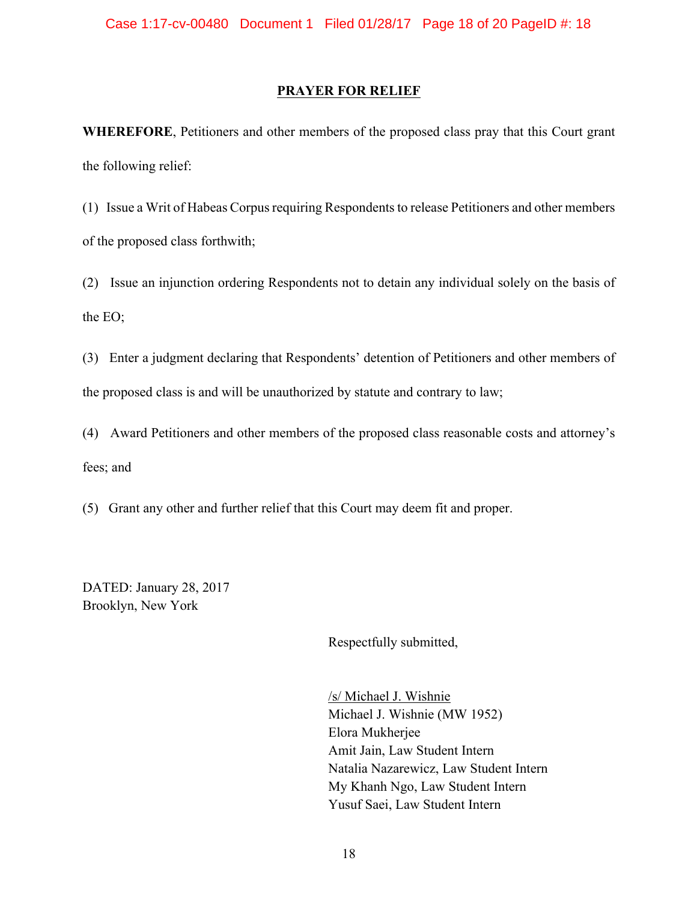## PRAYER FOR RELIEF

**WHEREFORE**, Petitioners and other members of the proposed class pray that this Court grant the following relief:

(1) Issue a Writ of Habeas Corpus requiring Respondents to release Petitioners and other members of the proposed class forthwith;

(2) Issue an injunction ordering Respondents not to detain any individual solely on the basis of the EO;

(3) Enter a judgment declaring that Respondents' detention of Petitioners and other members of the proposed class is and will be unauthorized by statute and contrary to law;

(4) Award Petitioners and other members of the proposed class reasonable costs and attorney's fees; and

(5) Grant any other and further relief that this Court may deem fit and proper.

DATED: January 28, 2017
Brooklyn, New York

Respectfully submitted,

/s/ Michael J. Wishnie
Michael J. Wishnie (MW 1952)
Elora Mukherjee
Amit Jain, Law Student Intern
Natalia Nazarewicz, Law Student Intern
My Khanh Ngo, Law Student Intern
Yusuf Saei, Law Student Intern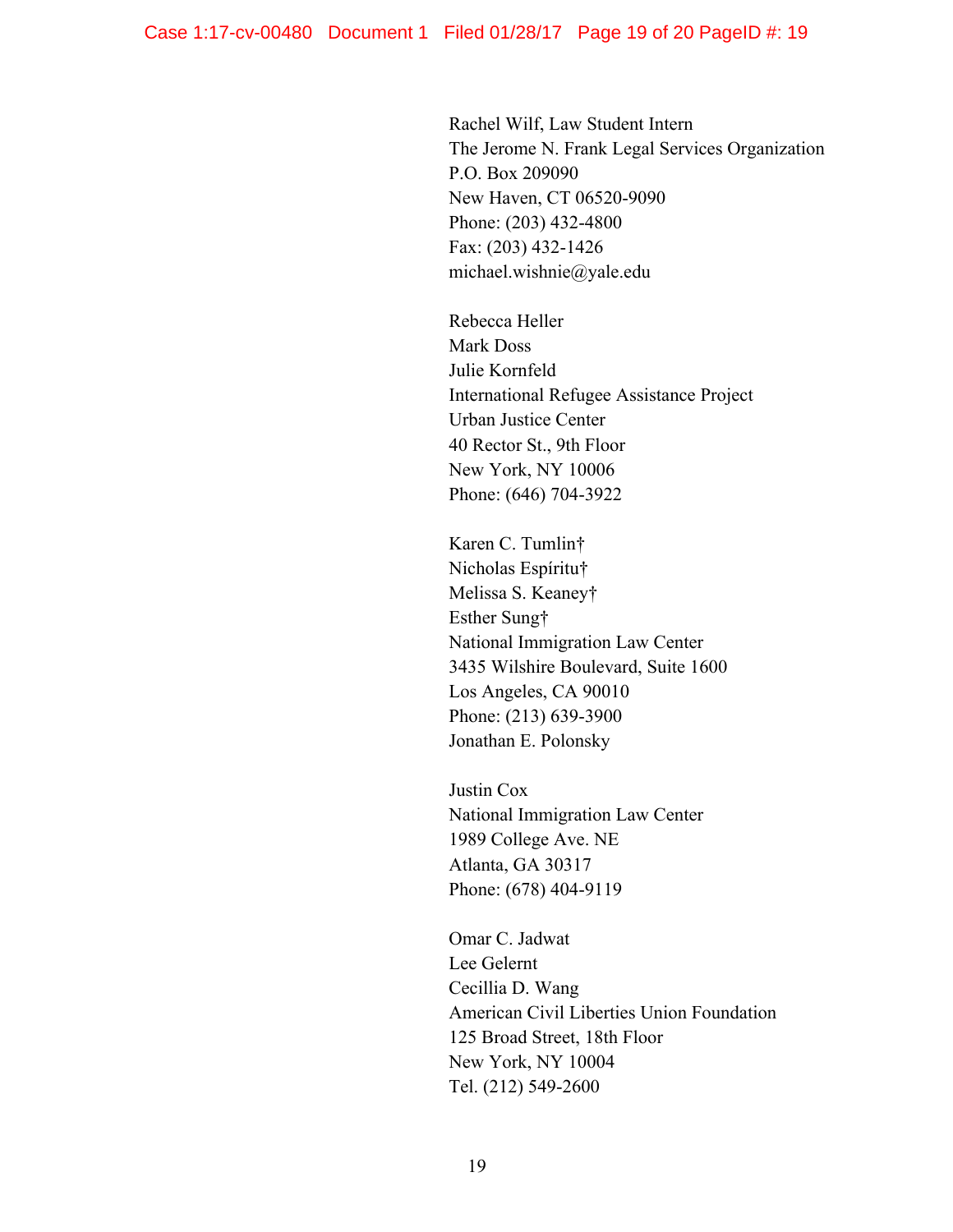Rachel Wilf, Law Student Intern
The Jerome N. Frank Legal Services Organization
P.O. Box 209090
New Haven, CT 06520-9090
Phone: (203) 432-4800
Fax: (203) 432-1426
michael.wishnie@yale.edu

Rebecca Heller
Mark Doss
Julie Kornfeld
International Refugee Assistance Project
Urban Justice Center
40 Rector St., 9th Floor
New York, NY 10006
Phone: (646) 704-3922

Karen C. Tumlin†
Nicholas Espíritu†
Melissa S. Keaney†
Esther Sung†
National Immigration Law Center
3435 Wilshire Boulevard, Suite 1600
Los Angeles, CA 90010
Phone: (213) 639-3900
Jonathan E. Polonsky

Justin Cox
National Immigration Law Center
1989 College Ave. NE
Atlanta, GA 30317
Phone: (678) 404-9119

Omar C. Jadwat
Lee Gelernt
Cecillia D. Wang
American Civil Liberties Union Foundation
125 Broad Street, 18th Floor
New York, NY 10004
Tel. (212) 549-2600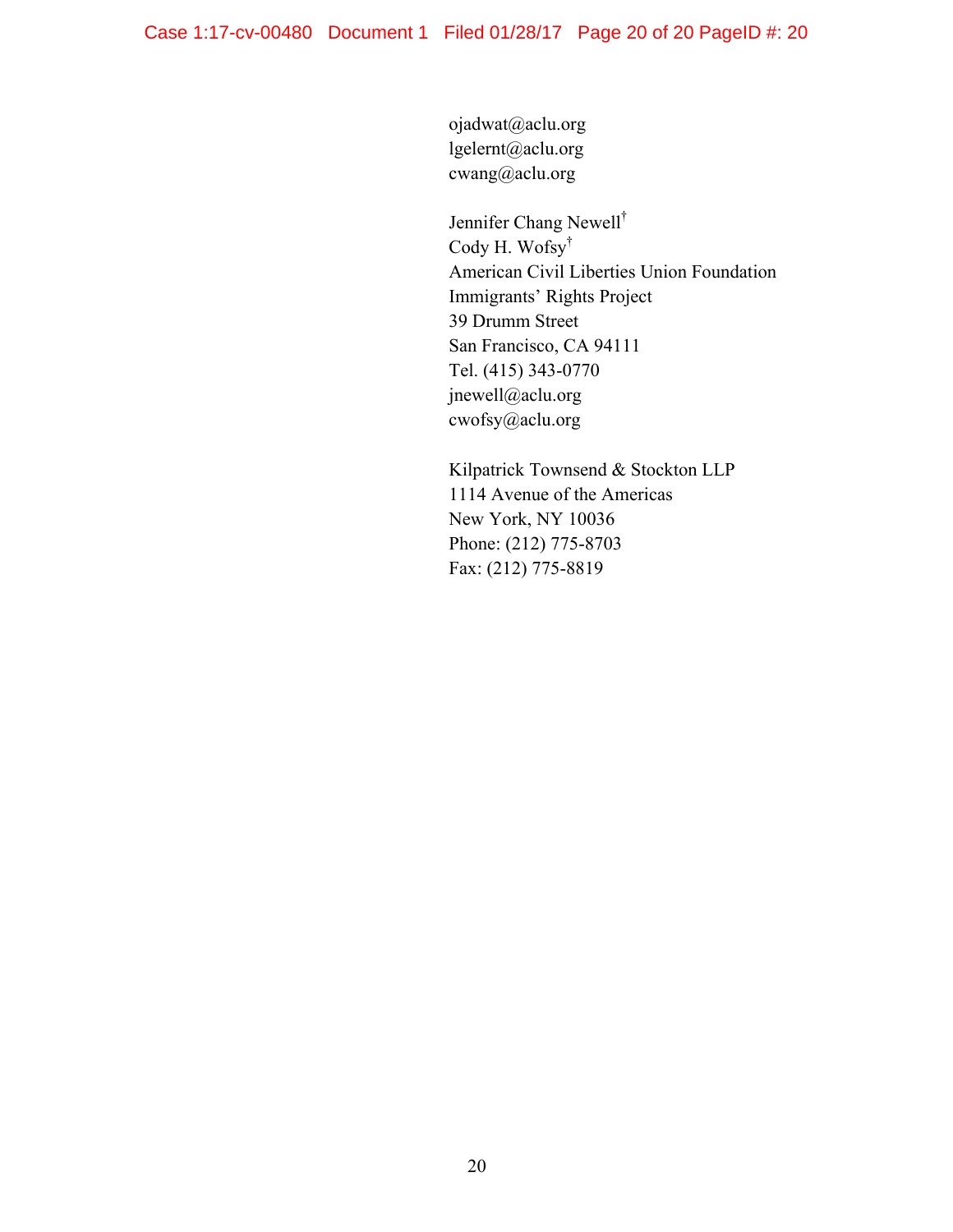ojadwat@aclu.org
lgelernt@aclu.org
cwang@aclu.org

Jennifer Chang Newell†
Cody H. Wofsy†
American Civil Liberties Union Foundation
Immigrants' Rights Project
39 Drumm Street
San Francisco, CA 94111
Tel. (415) 343-0770
jnewell@aclu.org
cwofsy@aclu.org

Kilpatrick Townsend & Stockton LLP
1114 Avenue of the Americas
New York, NY 10036
Phone: (212) 775-8703
Fax: (212) 775-8819